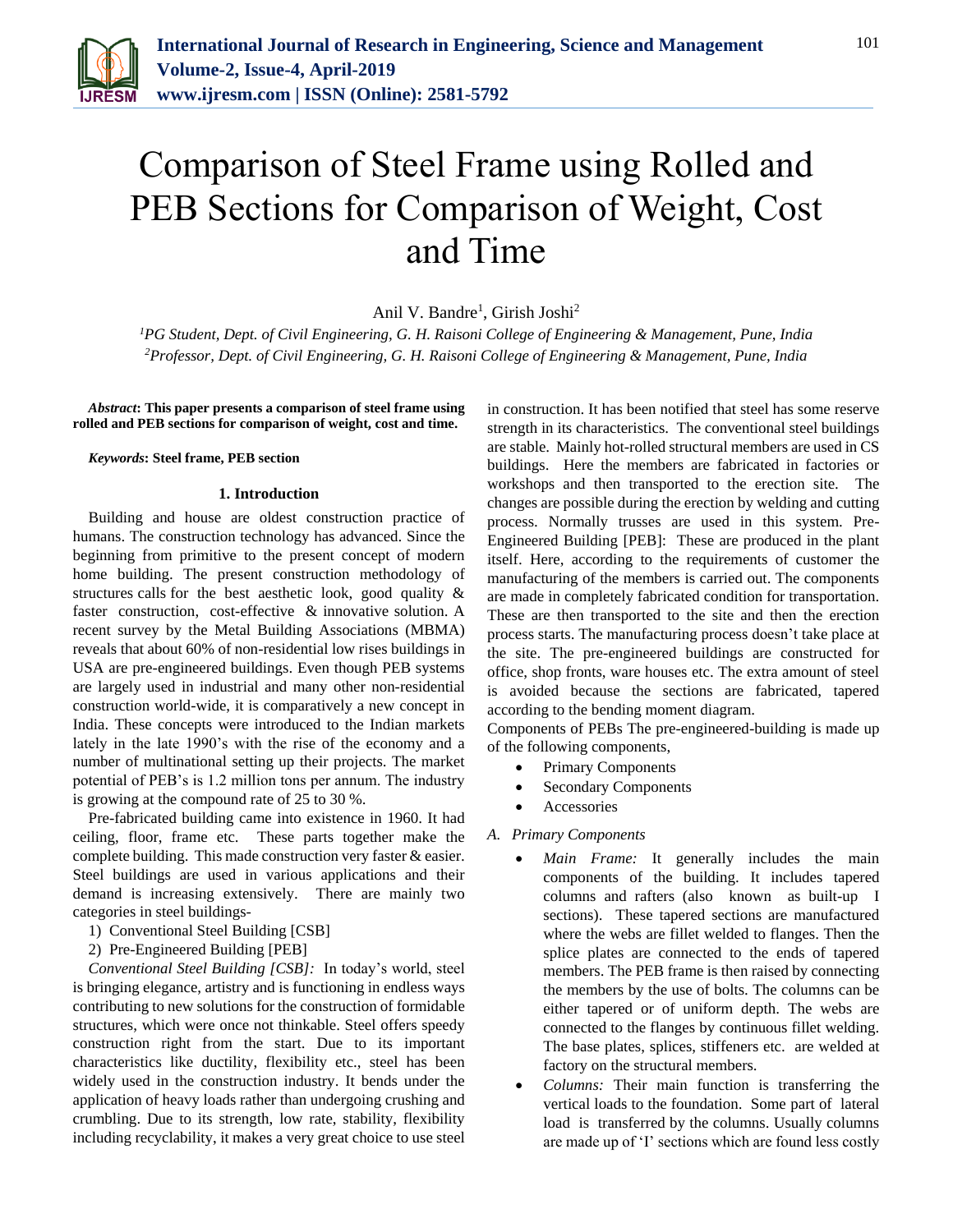# Comparison of Steel Frame using Rolled and PEB Sections for Comparison of Weight, Cost and Time

Anil V. Bandre[1], Girish Joshi[2]

[1]*PG Student, Dept. of Civil Engineering, G. H. Raisoni College of Engineering & Management, Pune, India*
[2]*Professor, Dept. of Civil Engineering, G. H. Raisoni College of Engineering & Management, Pune, India*

***Abstract*: This paper presents a comparison of steel frame using rolled and PEB sections for comparison of weight, cost and time.**

***Keywords*: Steel frame, PEB section**

## 1. Introduction

Building and house are oldest construction practice of humans. The construction technology has advanced. Since the beginning from primitive to the present concept of modern home building. The present construction methodology of structures calls for the best aesthetic look, good quality & faster construction, cost-effective & innovative solution. A recent survey by the Metal Building Associations (MBMA) reveals that about 60% of non-residential low rises buildings in USA are pre-engineered buildings. Even though PEB systems are largely used in industrial and many other non-residential construction world-wide, it is comparatively a new concept in India. These concepts were introduced to the Indian markets lately in the late 1990's with the rise of the economy and a number of multinational setting up their projects. The market potential of PEB's is 1.2 million tons per annum. The industry is growing at the compound rate of 25 to 30 %.

Pre-fabricated building came into existence in 1960. It had ceiling, floor, frame etc. These parts together make the complete building. This made construction very faster & easier. Steel buildings are used in various applications and their demand is increasing extensively. There are mainly two categories in steel buildings-

1) Conventional Steel Building [CSB]
2) Pre-Engineered Building [PEB]

*Conventional Steel Building [CSB]:* In today's world, steel is bringing elegance, artistry and is functioning in endless ways contributing to new solutions for the construction of formidable structures, which were once not thinkable. Steel offers speedy construction right from the start. Due to its important characteristics like ductility, flexibility etc., steel has been widely used in the construction industry. It bends under the application of heavy loads rather than undergoing crushing and crumbling. Due to its strength, low rate, stability, flexibility including recyclability, it makes a very great choice to use steel in construction. It has been notified that steel has some reserve strength in its characteristics. The conventional steel buildings are stable. Mainly hot-rolled structural members are used in CS buildings. Here the members are fabricated in factories or workshops and then transported to the erection site. The changes are possible during the erection by welding and cutting process. Normally trusses are used in this system. Pre-Engineered Building [PEB]: These are produced in the plant itself. Here, according to the requirements of customer the manufacturing of the members is carried out. The components are made in completely fabricated condition for transportation. These are then transported to the site and then the erection process starts. The manufacturing process doesn't take place at the site. The pre-engineered buildings are constructed for office, shop fronts, ware houses etc. The extra amount of steel is avoided because the sections are fabricated, tapered according to the bending moment diagram.

Components of PEBs The pre-engineered-building is made up of the following components,

- Primary Components
- Secondary Components
- Accessories

### *A. Primary Components*

- *Main Frame:* It generally includes the main components of the building. It includes tapered columns and rafters (also known as built-up I sections). These tapered sections are manufactured where the webs are fillet welded to flanges. Then the splice plates are connected to the ends of tapered members. The PEB frame is then raised by connecting the members by the use of bolts. The columns can be either tapered or of uniform depth. The webs are connected to the flanges by continuous fillet welding. The base plates, splices, stiffeners etc. are welded at factory on the structural members.
- *Columns:* Their main function is transferring the vertical loads to the foundation. Some part of lateral load is transferred by the columns. Usually columns are made up of 'I' sections which are found less costly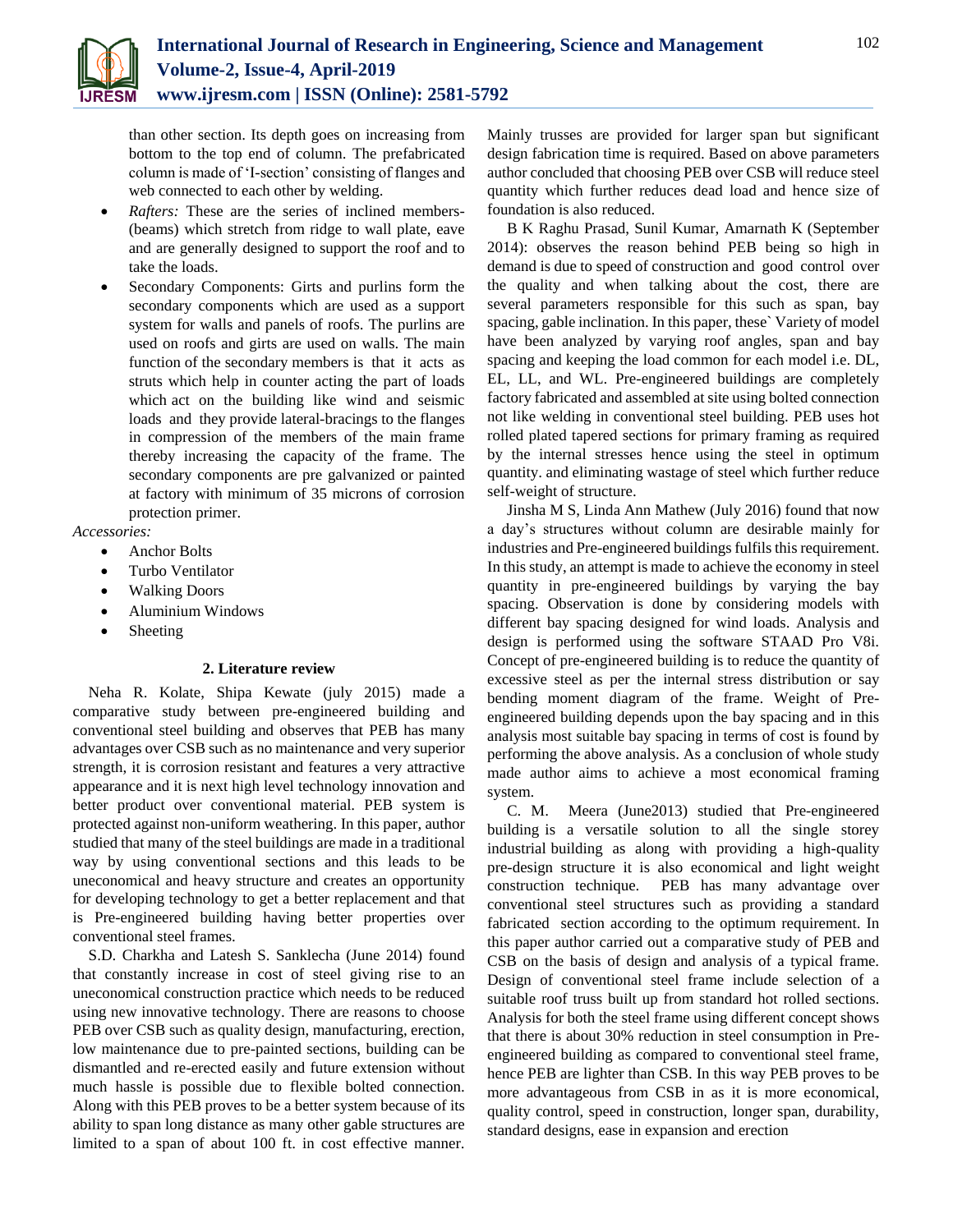than other section. Its depth goes on increasing from bottom to the top end of column. The prefabricated column is made of 'I-section' consisting of flanges and web connected to each other by welding.

- *Rafters:* These are the series of inclined members-(beams) which stretch from ridge to wall plate, eave and are generally designed to support the roof and to take the loads.
- Secondary Components: Girts and purlins form the secondary components which are used as a support system for walls and panels of roofs. The purlins are used on roofs and girts are used on walls. The main function of the secondary members is that it acts as struts which help in counter acting the part of loads which act on the building like wind and seismic loads and they provide lateral-bracings to the flanges in compression of the members of the main frame thereby increasing the capacity of the frame. The secondary components are pre galvanized or painted at factory with minimum of 35 microns of corrosion protection primer.

*Accessories:*

- Anchor Bolts
- Turbo Ventilator
- Walking Doors
- Aluminium Windows
- Sheeting

## 2. Literature review

Neha R. Kolate, Shipa Kewate (july 2015) made a comparative study between pre-engineered building and conventional steel building and observes that PEB has many advantages over CSB such as no maintenance and very superior strength, it is corrosion resistant and features a very attractive appearance and it is next high level technology innovation and better product over conventional material. PEB system is protected against non-uniform weathering. In this paper, author studied that many of the steel buildings are made in a traditional way by using conventional sections and this leads to be uneconomical and heavy structure and creates an opportunity for developing technology to get a better replacement and that is Pre-engineered building having better properties over conventional steel frames.

S.D. Charkha and Latesh S. Sanklecha (June 2014) found that constantly increase in cost of steel giving rise to an uneconomical construction practice which needs to be reduced using new innovative technology. There are reasons to choose PEB over CSB such as quality design, manufacturing, erection, low maintenance due to pre-painted sections, building can be dismantled and re-erected easily and future extension without much hassle is possible due to flexible bolted connection. Along with this PEB proves to be a better system because of its ability to span long distance as many other gable structures are limited to a span of about 100 ft. in cost effective manner. Mainly trusses are provided for larger span but significant design fabrication time is required. Based on above parameters author concluded that choosing PEB over CSB will reduce steel quantity which further reduces dead load and hence size of foundation is also reduced.

B K Raghu Prasad, Sunil Kumar, Amarnath K (September 2014): observes the reason behind PEB being so high in demand is due to speed of construction and good control over the quality and when talking about the cost, there are several parameters responsible for this such as span, bay spacing, gable inclination. In this paper, these` Variety of model have been analyzed by varying roof angles, span and bay spacing and keeping the load common for each model i.e. DL, EL, LL, and WL. Pre-engineered buildings are completely factory fabricated and assembled at site using bolted connection not like welding in conventional steel building. PEB uses hot rolled plated tapered sections for primary framing as required by the internal stresses hence using the steel in optimum quantity. and eliminating wastage of steel which further reduce self-weight of structure.

Jinsha M S, Linda Ann Mathew (July 2016) found that now a day's structures without column are desirable mainly for industries and Pre-engineered buildings fulfils this requirement. In this study, an attempt is made to achieve the economy in steel quantity in pre-engineered buildings by varying the bay spacing. Observation is done by considering models with different bay spacing designed for wind loads. Analysis and design is performed using the software STAAD Pro V8i. Concept of pre-engineered building is to reduce the quantity of excessive steel as per the internal stress distribution or say bending moment diagram of the frame. Weight of Pre-engineered building depends upon the bay spacing and in this analysis most suitable bay spacing in terms of cost is found by performing the above analysis. As a conclusion of whole study made author aims to achieve a most economical framing system.

C. M. Meera (June2013) studied that Pre-engineered building is a versatile solution to all the single storey industrial building as along with providing a high-quality pre-design structure it is also economical and light weight construction technique. PEB has many advantage over conventional steel structures such as providing a standard fabricated section according to the optimum requirement. In this paper author carried out a comparative study of PEB and CSB on the basis of design and analysis of a typical frame. Design of conventional steel frame include selection of a suitable roof truss built up from standard hot rolled sections. Analysis for both the steel frame using different concept shows that there is about 30% reduction in steel consumption in Pre-engineered building as compared to conventional steel frame, hence PEB are lighter than CSB. In this way PEB proves to be more advantageous from CSB in as it is more economical, quality control, speed in construction, longer span, durability, standard designs, ease in expansion and erection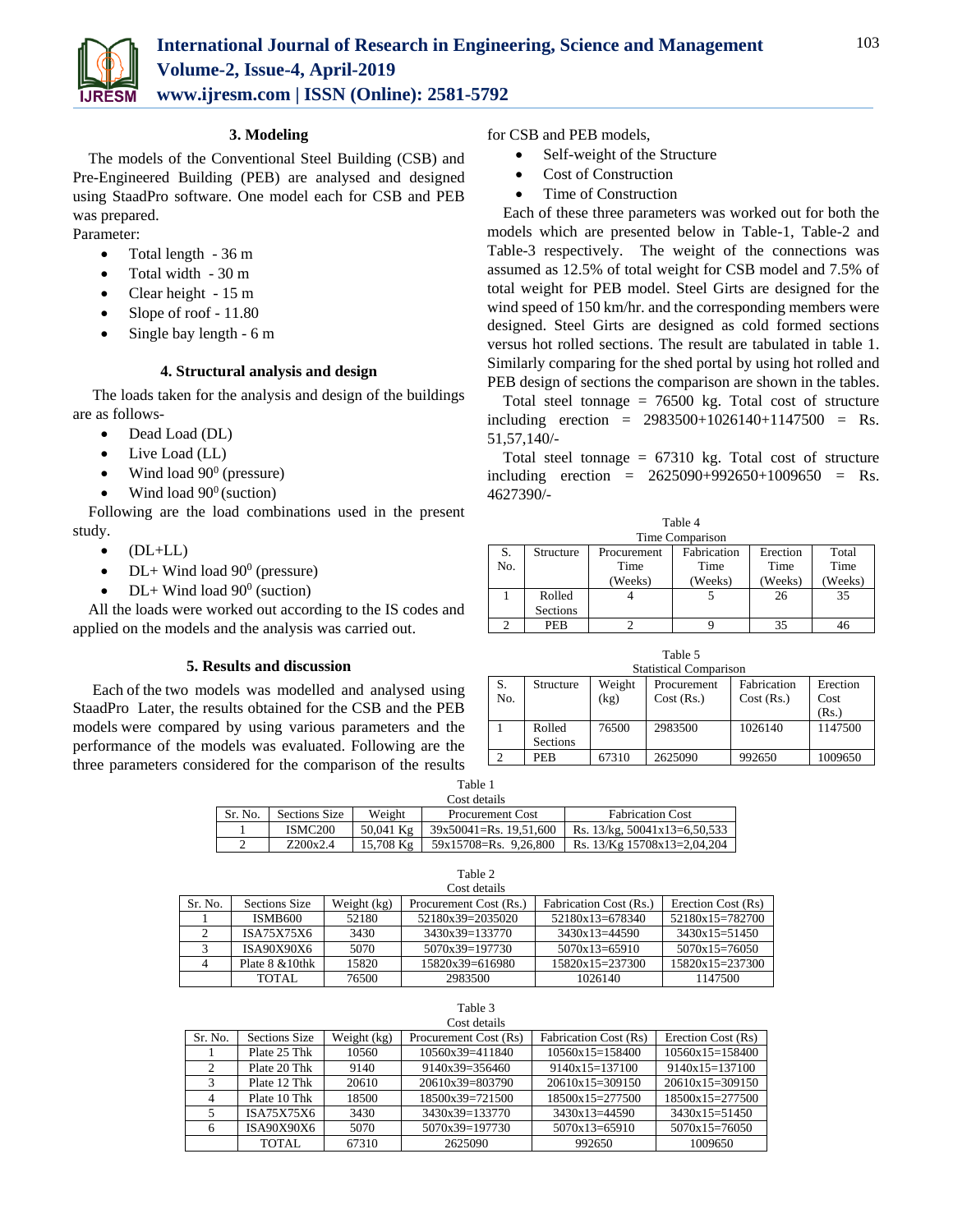### 3. Modeling

The models of the Conventional Steel Building (CSB) and Pre-Engineered Building (PEB) are analysed and designed using StaadPro software. One model each for CSB and PEB was prepared.

Parameter:

- Total length - 36 m
- Total width - 30 m
- Clear height - 15 m
- Slope of roof - 11.80
- Single bay length - 6 m

### 4. Structural analysis and design

The loads taken for the analysis and design of the buildings are as follows-

- Dead Load (DL)
- Live Load (LL)
- Wind load $90^0$ (pressure)
- Wind load $90^0$ (suction)

Following are the load combinations used in the present study.

- (DL+LL)
- DL+ Wind load $90^0$ (pressure)
- DL+ Wind load $90^0$ (suction)

All the loads were worked out according to the IS codes and applied on the models and the analysis was carried out.

### 5. Results and discussion

Each of the two models was modelled and analysed using StaadPro Later, the results obtained for the CSB and the PEB models were compared by using various parameters and the performance of the models was evaluated. Following are the three parameters considered for the comparison of the results for CSB and PEB models,

- Self-weight of the Structure
- Cost of Construction
- Time of Construction

Each of these three parameters was worked out for both the models which are presented below in Table-1, Table-2 and Table-3 respectively. The weight of the connections was assumed as 12.5% of total weight for CSB model and 7.5% of total weight for PEB model. Steel Girts are designed for the wind speed of 150 km/hr. and the corresponding members were designed. Steel Girts are designed as cold formed sections versus hot rolled sections. The result are tabulated in table 1. Similarly comparing for the shed portal by using hot rolled and PEB design of sections the comparison are shown in the tables.

Total steel tonnage = 76500 kg. Total cost of structure including erection = 2983500+1026140+1147500 = Rs. 51,57,140/-

Total steel tonnage = 67310 kg. Total cost of structure including erection = 2625090+992650+1009650 = Rs. 4627390/-

Table 4
Time Comparison

| S. No. | Structure | Procurement Time (Weeks) | Fabrication Time (Weeks) | Erection Time (Weeks) | Total Time (Weeks) |
|---|---|---|---|---|---|
| 1 | Rolled Sections | 4 | 5 | 26 | 35 |
| 2 | PEB | 2 | 9 | 35 | 46 |

Table 5
Statistical Comparison

| S. No. | Structure | Weight (kg) | Procurement Cost (Rs.) | Fabrication Cost (Rs.) | Erection Cost (Rs.) |
|---|---|---|---|---|---|
| 1 | Rolled Sections | 76500 | 2983500 | 1026140 | 1147500 |
| 2 | PEB | 67310 | 2625090 | 992650 | 1009650 |

Table 1
Cost details

| Sr. No. | Sections Size | Weight | Procurement Cost | Fabrication Cost |
|---|---|---|---|---|
| 1 | ISMC200 | 50,041 Kg | 39x50041=Rs. 19,51,600 | Rs. 13/kg, 50041x13=6,50,533 |
| 2 | Z200x2.4 | 15,708 Kg | 59x15708=Rs. 9,26,800 | Rs. 13/Kg 15708x13=2,04,204 |

Table 2
Cost details

| Sr. No. | Sections Size | Weight (kg) | Procurement Cost (Rs.) | Fabrication Cost (Rs.) | Erection Cost (Rs) |
|---|---|---|---|---|---|
| 1 | ISMB600 | 52180 | 52180x39=2035020 | 52180x13=678340 | 52180x15=782700 |
| 2 | ISA75X75X6 | 3430 | 3430x39=133770 | 3430x13=44590 | 3430x15=51450 |
| 3 | ISA90X90X6 | 5070 | 5070x39=197730 | 5070x13=65910 | 5070x15=76050 |
| 4 | Plate 8 &10thk | 15820 | 15820x39=616980 | 15820x15=237300 | 15820x15=237300 |
| | TOTAL | 76500 | 2983500 | 1026140 | 1147500 |

Table 3
Cost details

| Sr. No. | Sections Size | Weight (kg) | Procurement Cost (Rs) | Fabrication Cost (Rs) | Erection Cost (Rs) |
|---|---|---|---|---|---|
| 1 | Plate 25 Thk | 10560 | 10560x39=411840 | 10560x15=158400 | 10560x15=158400 |
| 2 | Plate 20 Thk | 9140 | 9140x39=356460 | 9140x15=137100 | 9140x15=137100 |
| 3 | Plate 12 Thk | 20610 | 20610x39=803790 | 20610x15=309150 | 20610x15=309150 |
| 4 | Plate 10 Thk | 18500 | 18500x39=721500 | 18500x15=277500 | 18500x15=277500 |
| 5 | ISA75X75X6 | 3430 | 3430x39=133770 | 3430x13=44590 | 3430x15=51450 |
| 6 | ISA90X90X6 | 5070 | 5070x39=197730 | 5070x13=65910 | 5070x15=76050 |
| | TOTAL | 67310 | 2625090 | 992650 | 1009650 |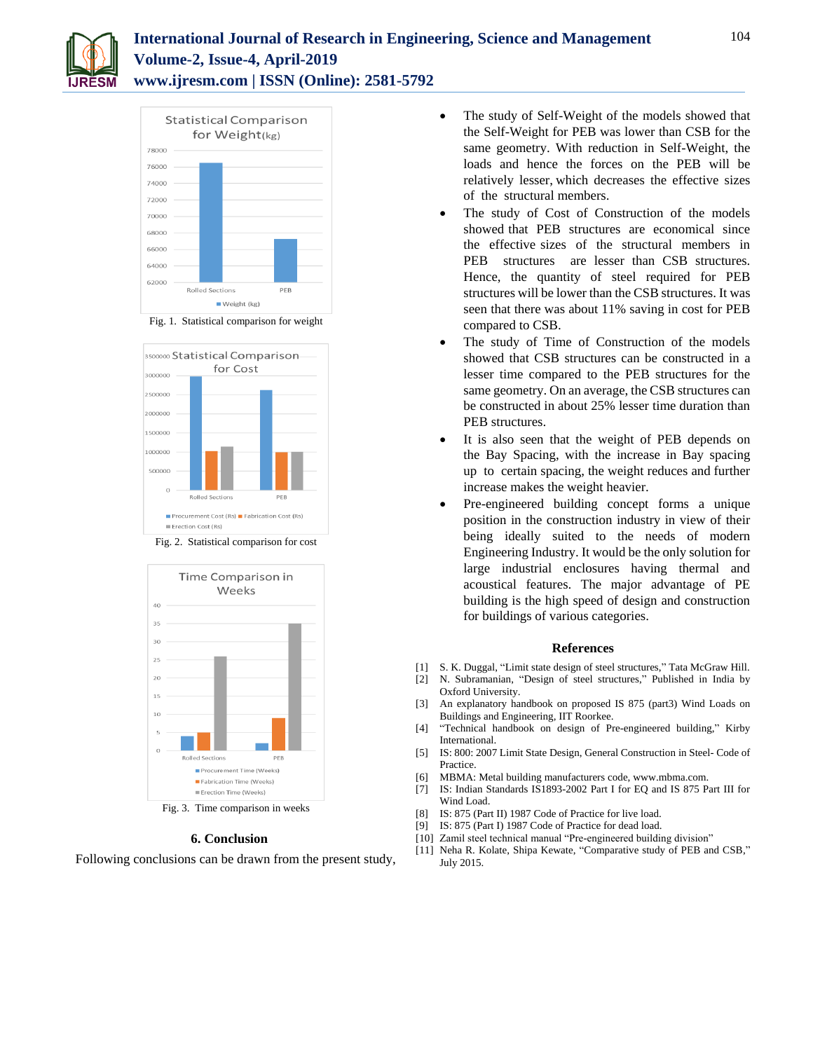Statistical Comparison for Weight(kg)

78000
76000
74000
72000
70000
68000
66000
64000
62000

Rolled Sections
PEB

Weight (kg)

Fig. 1. Statistical comparison for weight

Statistical Comparison for Cost

3500000
3000000
2500000
2000000
1500000
1000000
500000
0

Rolled Sections
PEB

Procurement Cost (Rs)
Fabrication Cost (Rs)
Erection Cost (Rs)

Fig. 2. Statistical comparison for cost

Time Comparison in Weeks

40
35
30
25
20
15
10
5
0

Rolled Sections
PEB

Procurement Time (Weeks)
Fabrication Time (Weeks)
Erection Time (Weeks)

Fig. 3. Time comparison in weeks

## 6. Conclusion

Following conclusions can be drawn from the present study,

- The study of Self-Weight of the models showed that the Self-Weight for PEB was lower than CSB for the same geometry. With reduction in Self-Weight, the loads and hence the forces on the PEB will be relatively lesser, which decreases the effective sizes of the structural members.
- The study of Cost of Construction of the models showed that PEB structures are economical since the effective sizes of the structural members in PEB structures are lesser than CSB structures. Hence, the quantity of steel required for PEB structures will be lower than the CSB structures. It was seen that there was about 11% saving in cost for PEB compared to CSB.
- The study of Time of Construction of the models showed that CSB structures can be constructed in a lesser time compared to the PEB structures for the same geometry. On an average, the CSB structures can be constructed in about 25% lesser time duration than PEB structures.
- It is also seen that the weight of PEB depends on the Bay Spacing, with the increase in Bay spacing up to certain spacing, the weight reduces and further increase makes the weight heavier.
- Pre-engineered building concept forms a unique position in the construction industry in view of their being ideally suited to the needs of modern Engineering Industry. It would be the only solution for large industrial enclosures having thermal and acoustical features. The major advantage of PE building is the high speed of design and construction for buildings of various categories.

## References

[1] S. K. Duggal, "Limit state design of steel structures," Tata McGraw Hill.
[2] N. Subramanian, "Design of steel structures," Published in India by Oxford University.
[3] An explanatory handbook on proposed IS 875 (part3) Wind Loads on Buildings and Engineering, IIT Roorkee.
[4] "Technical handbook on design of Pre-engineered building," Kirby International.
[5] IS: 800: 2007 Limit State Design, General Construction in Steel- Code of Practice.
[6] MBMA: Metal building manufacturers code, www.mbma.com.
[7] IS: Indian Standards IS1893-2002 Part I for EQ and IS 875 Part III for Wind Load.
[8] IS: 875 (Part II) 1987 Code of Practice for live load.
[9] IS: 875 (Part I) 1987 Code of Practice for dead load.
[10] Zamil steel technical manual "Pre-engineered building division"
[11] Neha R. Kolate, Shipa Kewate, "Comparative study of PEB and CSB," July 2015.